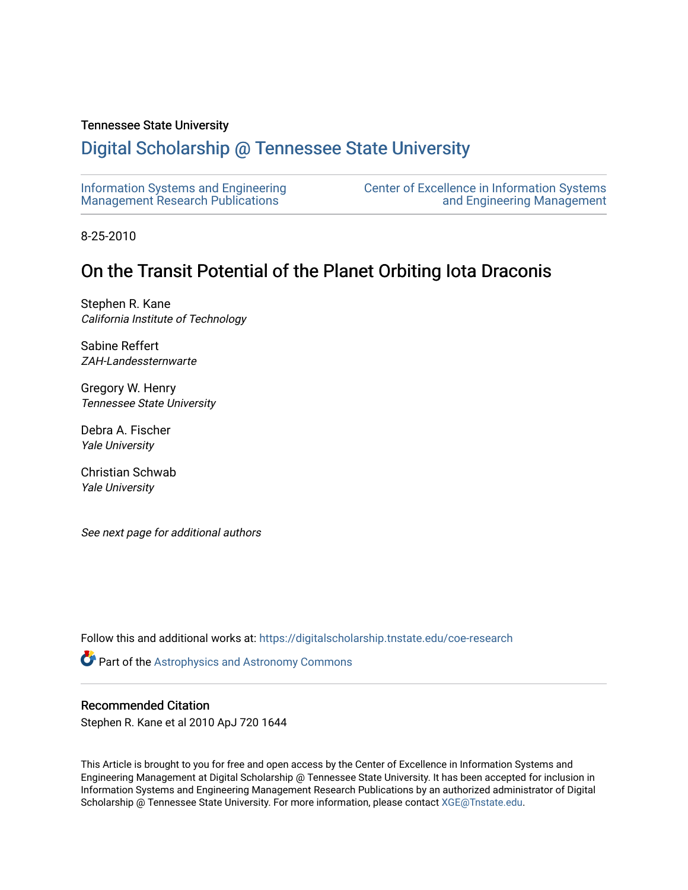Tennessee State University

# Digital Scholarship @ Tennessee State University

Information Systems and Engineering Management Research Publications

Center of Excellence in Information Systems and Engineering Management

8-25-2010

## On the Transit Potential of the Planet Orbiting Iota Draconis

Stephen R. Kane
*California Institute of Technology*

Sabine Reffert
*ZAH-Landessternwarte*

Gregory W. Henry
*Tennessee State University*

Debra A. Fischer
*Yale University*

Christian Schwab
*Yale University*

*See next page for additional authors*

Follow this and additional works at: https://digitalscholarship.tnstate.edu/coe-research

Part of the Astrophysics and Astronomy Commons

### Recommended Citation

Stephen R. Kane et al 2010 ApJ 720 1644

This Article is brought to you for free and open access by the Center of Excellence in Information Systems and Engineering Management at Digital Scholarship @ Tennessee State University. It has been accepted for inclusion in Information Systems and Engineering Management Research Publications by an authorized administrator of Digital Scholarship @ Tennessee State University. For more information, please contact XGE@Tnstate.edu.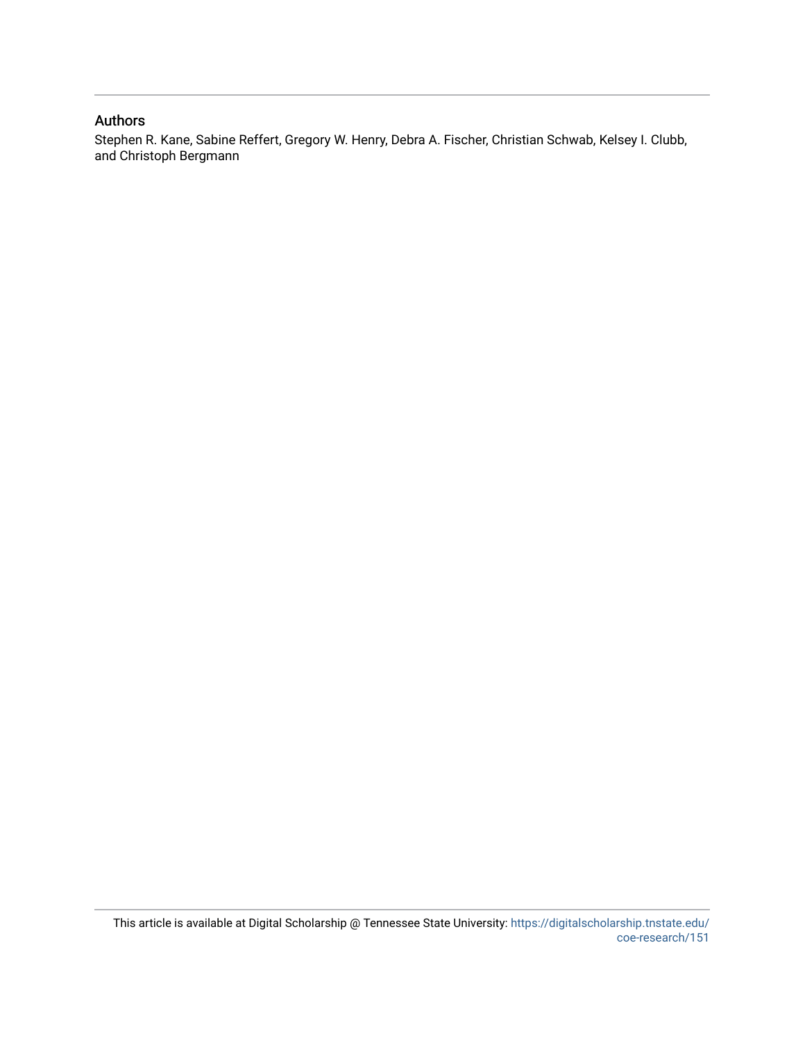## Authors

Stephen R. Kane, Sabine Reffert, Gregory W. Henry, Debra A. Fischer, Christian Schwab, Kelsey I. Clubb, and Christoph Bergmann

This article is available at Digital Scholarship @ Tennessee State University: https://digitalscholarship.tnstate.edu/coe-research/151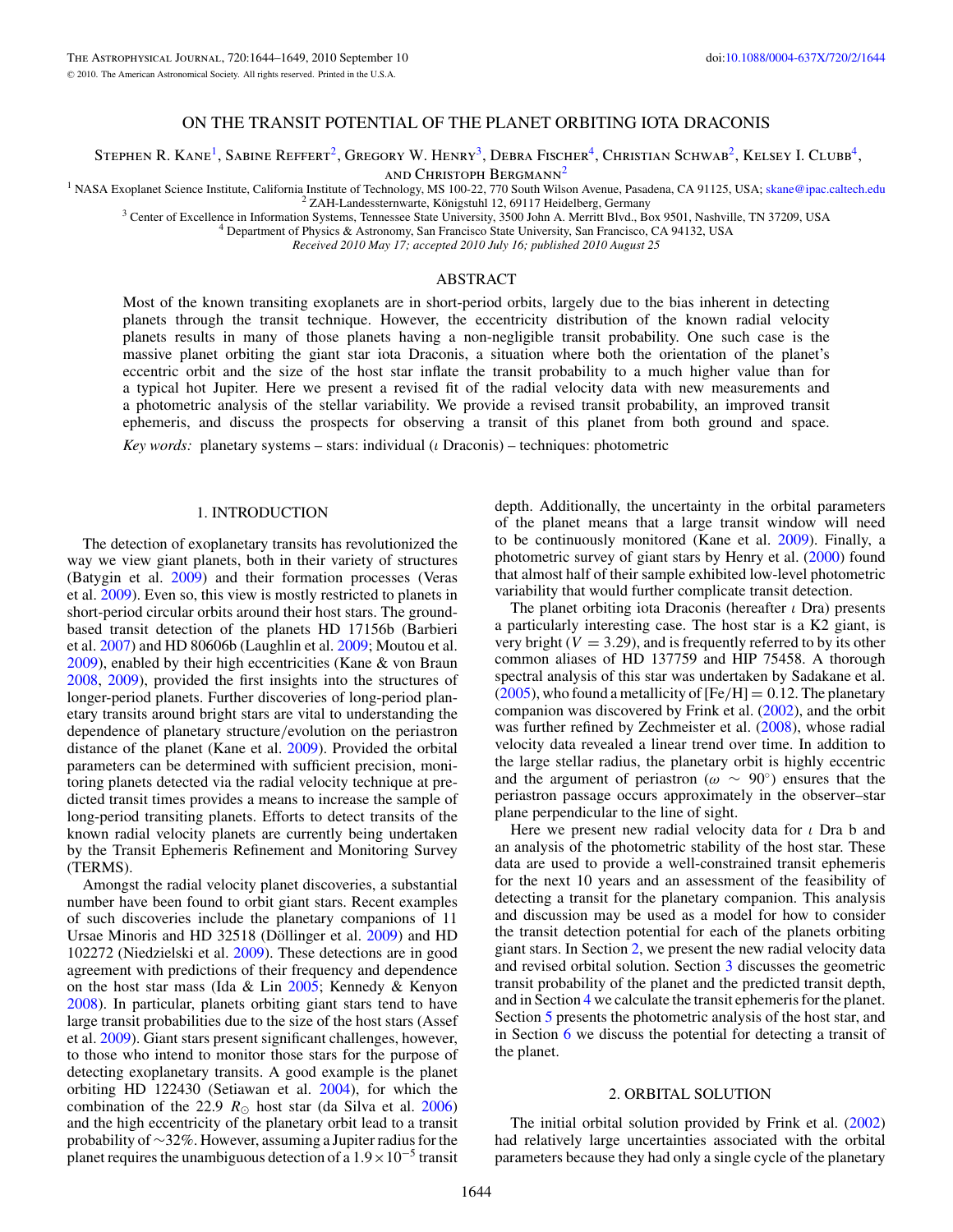# ON THE TRANSIT POTENTIAL OF THE PLANET ORBITING IOTA DRACONIS

Stephen R. Kane[1], Sabine Reffert[2], Gregory W. Henry[3], Debra Fischer[4], Christian Schwab[2], Kelsey I. Clubb[4], and Christoph Bergmann[2]

[1] NASA Exoplanet Science Institute, California Institute of Technology, MS 100-22, 770 South Wilson Avenue, Pasadena, CA 91125, USA; skane@ipac.caltech.edu
[2] ZAH-Landessternwarte, Königstuhl 12, 69117 Heidelberg, Germany
[3] Center of Excellence in Information Systems, Tennessee State University, 3500 John A. Merritt Blvd., Box 9501, Nashville, TN 37209, USA
[4] Department of Physics & Astronomy, San Francisco State University, San Francisco, CA 94132, USA

*Received 2010 May 17; accepted 2010 July 16; published 2010 August 25*

## ABSTRACT

Most of the known transiting exoplanets are in short-period orbits, largely due to the bias inherent in detecting planets through the transit technique. However, the eccentricity distribution of the known radial velocity planets results in many of those planets having a non-negligible transit probability. One such case is the massive planet orbiting the giant star iota Draconis, a situation where both the orientation of the planet's eccentric orbit and the size of the host star inflate the transit probability to a much higher value than for a typical hot Jupiter. Here we present a revised fit of the radial velocity data with new measurements and a photometric analysis of the stellar variability. We provide a revised transit probability, an improved transit ephemeris, and discuss the prospects for observing a transit of this planet from both ground and space.

*Key words:* planetary systems – stars: individual ($\iota$ Draconis) – techniques: photometric

## 1. INTRODUCTION

The detection of exoplanetary transits has revolutionized the way we view giant planets, both in their variety of structures (Batygin et al. 2009) and their formation processes (Veras et al. 2009). Even so, this view is mostly restricted to planets in short-period circular orbits around their host stars. The ground-based transit detection of the planets HD 17156b (Barbieri et al. 2007) and HD 80606b (Laughlin et al. 2009; Moutou et al. 2009), enabled by their high eccentricities (Kane & von Braun 2008, 2009), provided the first insights into the structures of longer-period planets. Further discoveries of long-period planetary transits around bright stars are vital to understanding the dependence of planetary structure/evolution on the periastron distance of the planet (Kane et al. 2009). Provided the orbital parameters can be determined with sufficient precision, monitoring planets detected via the radial velocity technique at predicted transit times provides a means to increase the sample of long-period transiting planets. Efforts to detect transits of the known radial velocity planets are currently being undertaken by the Transit Ephemeris Refinement and Monitoring Survey (TERMS).

Amongst the radial velocity planet discoveries, a substantial number have been found to orbit giant stars. Recent examples of such discoveries include the planetary companions of 11 Ursae Minoris and HD 32518 (Döllinger et al. 2009) and HD 102272 (Niedzielski et al. 2009). These detections are in good agreement with predictions of their frequency and dependence on the host star mass (Ida & Lin 2005; Kennedy & Kenyon 2008). In particular, planets orbiting giant stars tend to have large transit probabilities due to the size of the host stars (Assef et al. 2009). Giant stars present significant challenges, however, to those who intend to monitor those stars for the purpose of detecting exoplanetary transits. A good example is the planet orbiting HD 122430 (Setiawan et al. 2004), for which the combination of the 22.9 $R_\odot$ host star (da Silva et al. 2006) and the high eccentricity of the planetary orbit lead to a transit probability of $\sim$32%. However, assuming a Jupiter radius for the planet requires the unambiguous detection of a $1.9 \times 10^{-5}$ transit depth. Additionally, the uncertainty in the orbital parameters of the planet means that a large transit window will need to be continuously monitored (Kane et al. 2009). Finally, a photometric survey of giant stars by Henry et al. (2000) found that almost half of their sample exhibited low-level photometric variability that would further complicate transit detection.

The planet orbiting iota Draconis (hereafter $\iota$ Dra) presents a particularly interesting case. The host star is a K2 giant, is very bright ($V = 3.29$), and is frequently referred to by its other common aliases of HD 137759 and HIP 75458. A thorough spectral analysis of this star was undertaken by Sadakane et al. (2005), who found a metallicity of [Fe/H] = 0.12. The planetary companion was discovered by Frink et al. (2002), and the orbit was further refined by Zechmeister et al. (2008), whose radial velocity data revealed a linear trend over time. In addition to the large stellar radius, the planetary orbit is highly eccentric and the argument of periastron ($\omega \sim 90°$) ensures that the periastron passage occurs approximately in the observer–star plane perpendicular to the line of sight.

Here we present new radial velocity data for $\iota$ Dra b and an analysis of the photometric stability of the host star. These data are used to provide a well-constrained transit ephemeris for the next 10 years and an assessment of the feasibility of detecting a transit for the planetary companion. This analysis and discussion may be used as a model for how to consider the transit detection potential for each of the planets orbiting giant stars. In Section 2, we present the new radial velocity data and revised orbital solution. Section 3 discusses the geometric transit probability of the planet and the predicted transit depth, and in Section 4 we calculate the transit ephemeris for the planet. Section 5 presents the photometric analysis of the host star, and in Section 6 we discuss the potential for detecting a transit of the planet.

## 2. ORBITAL SOLUTION

The initial orbital solution provided by Frink et al. (2002) had relatively large uncertainties associated with the orbital parameters because they had only a single cycle of the planetary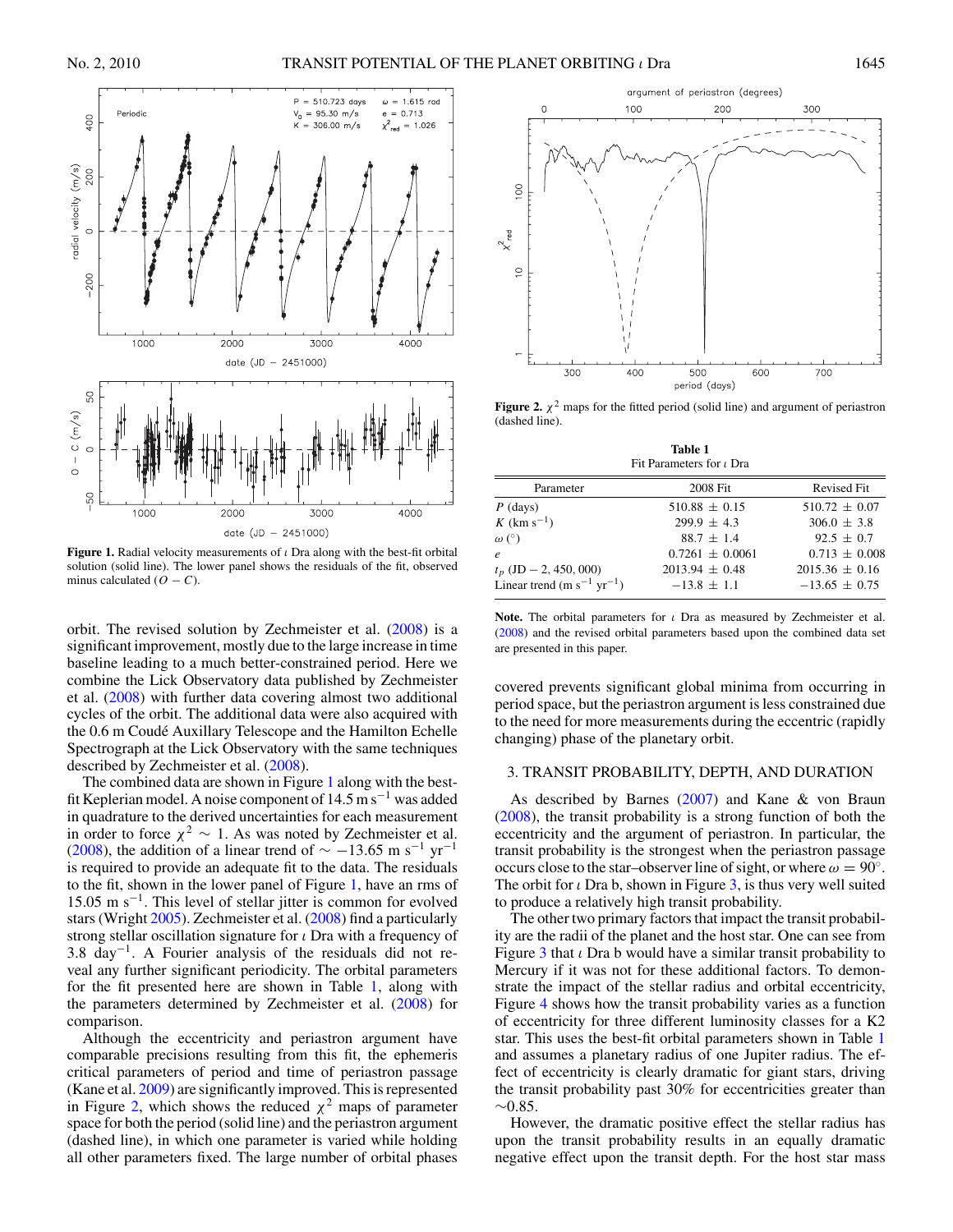Figure 1. Radial velocity measurements of $\iota$ Dra along with the best-fit orbital solution (solid line). The lower panel shows the residuals of the fit, observed minus calculated ($O - C$).

orbit. The revised solution by Zechmeister et al. (2008) is a significant improvement, mostly due to the large increase in time baseline leading to a much better-constrained period. Here we combine the Lick Observatory data published by Zechmeister et al. (2008) with further data covering almost two additional cycles of the orbit. The additional data were also acquired with the 0.6 m Coudé Auxillary Telescope and the Hamilton Echelle Spectrograph at the Lick Observatory with the same techniques described by Zechmeister et al. (2008).

The combined data are shown in Figure 1 along with the best-fit Keplerian model. A noise component of 14.5 m s$^{-1}$ was added in quadrature to the derived uncertainties for each measurement in order to force $\chi^2 \sim 1$. As was noted by Zechmeister et al. (2008), the addition of a linear trend of $\sim -13.65$ m s$^{-1}$ yr$^{-1}$ is required to provide an adequate fit to the data. The residuals to the fit, shown in the lower panel of Figure 1, have an rms of 15.05 m s$^{-1}$. This level of stellar jitter is common for evolved stars (Wright 2005). Zechmeister et al. (2008) find a particularly strong stellar oscillation signature for $\iota$ Dra with a frequency of 3.8 day$^{-1}$. A Fourier analysis of the residuals did not reveal any further significant periodicity. The orbital parameters for the fit presented here are shown in Table 1, along with the parameters determined by Zechmeister et al. (2008) for comparison.

Although the eccentricity and periastron argument have comparable precisions resulting from this fit, the ephemeris critical parameters of period and time of periastron passage (Kane et al. 2009) are significantly improved. This is represented in Figure 2, which shows the reduced $\chi^2$ maps of parameter space for both the period (solid line) and the periastron argument (dashed line), in which one parameter is varied while holding all other parameters fixed. The large number of orbital phases

Figure 2. $\chi^2$ maps for the fitted period (solid line) and argument of periastron (dashed line).

**Table 1**
Fit Parameters for $\iota$ Dra

| Parameter | 2008 Fit | Revised Fit |
|---|---|---|
| $P$ (days) | 510.88 ± 0.15 | 510.72 ± 0.07 |
| $K$ (km s$^{-1}$) | 299.9 ± 4.3 | 306.0 ± 3.8 |
| $\omega$ (°) | 88.7 ± 1.4 | 92.5 ± 0.7 |
| $e$ | 0.7261 ± 0.0061 | 0.713 ± 0.008 |
| $t_p$ (JD − 2, 450, 000) | 2013.94 ± 0.48 | 2015.36 ± 0.16 |
| Linear trend (m s$^{-1}$ yr$^{-1}$) | −13.8 ± 1.1 | −13.65 ± 0.75 |

**Note.** The orbital parameters for $\iota$ Dra as measured by Zechmeister et al. (2008) and the revised orbital parameters based upon the combined data set are presented in this paper.

covered prevents significant global minima from occurring in period space, but the periastron argument is less constrained due to the need for more measurements during the eccentric (rapidly changing) phase of the planetary orbit.

## 3. TRANSIT PROBABILITY, DEPTH, AND DURATION

As described by Barnes (2007) and Kane & von Braun (2008), the transit probability is a strong function of both the eccentricity and the argument of periastron. In particular, the transit probability is the strongest when the periastron passage occurs close to the star–observer line of sight, or where $\omega = 90°$. The orbit for $\iota$ Dra b, shown in Figure 3, is thus very well suited to produce a relatively high transit probability.

The other two primary factors that impact the transit probability are the radii of the planet and the host star. One can see from Figure 3 that $\iota$ Dra b would have a similar transit probability to Mercury if it was not for these additional factors. To demonstrate the impact of the stellar radius and orbital eccentricity, Figure 4 shows how the transit probability varies as a function of eccentricity for three different luminosity classes for a K2 star. This uses the best-fit orbital parameters shown in Table 1 and assumes a planetary radius of one Jupiter radius. The effect of eccentricity is clearly dramatic for giant stars, driving the transit probability past 30% for eccentricities greater than $\sim$0.85.

However, the dramatic positive effect the stellar radius has upon the transit probability results in an equally dramatic negative effect upon the transit depth. For the host star mass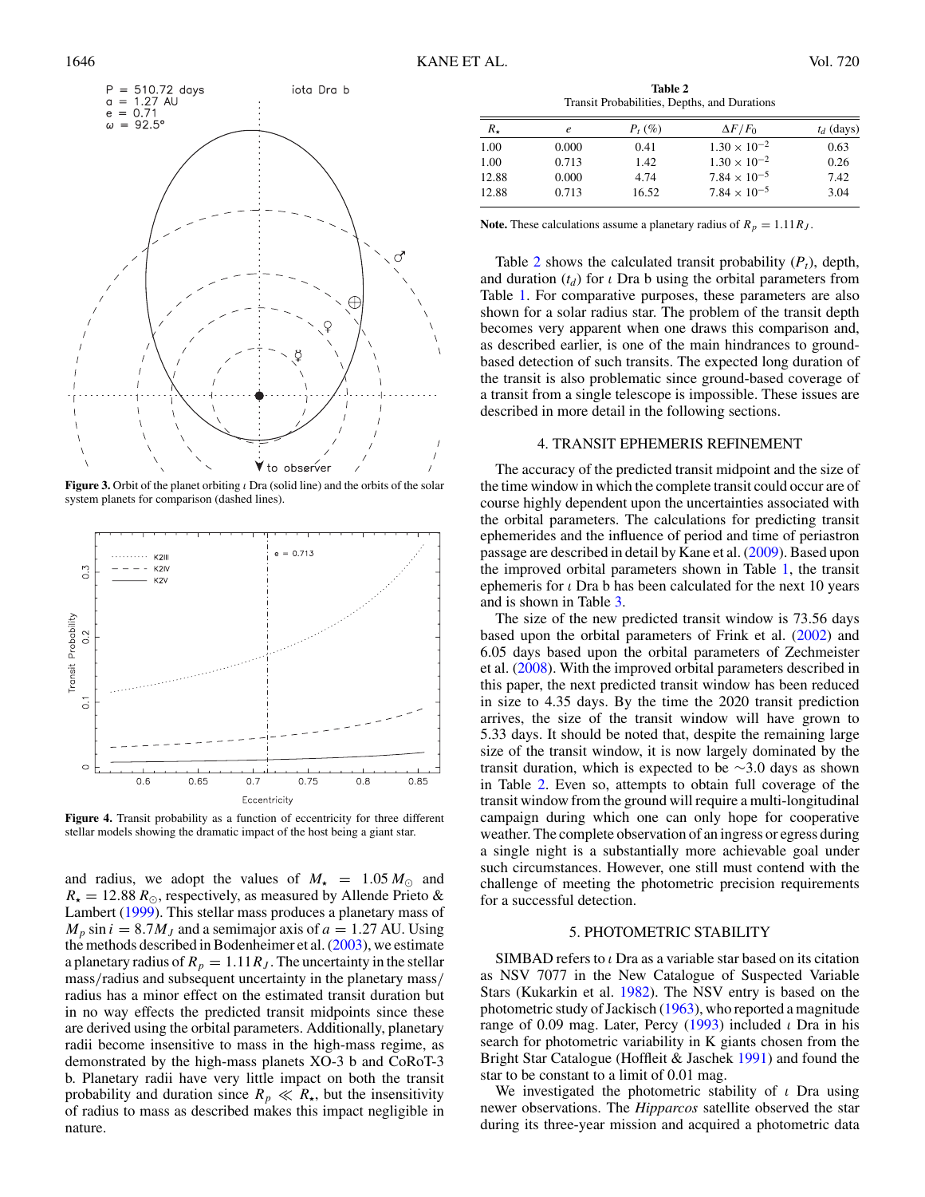**Figure 3.** Orbit of the planet orbiting $\iota$ Dra (solid line) and the orbits of the solar system planets for comparison (dashed lines).

**Figure 4.** Transit probability as a function of eccentricity for three different stellar models showing the dramatic impact of the host being a giant star.

and radius, we adopt the values of $M_\star = 1.05\,M_\odot$ and $R_\star = 12.88\,R_\odot$, respectively, as measured by Allende Prieto & Lambert (1999). This stellar mass produces a planetary mass of $M_p \sin i = 8.7 M_J$ and a semimajor axis of $a = 1.27$ AU. Using the methods described in Bodenheimer et al. (2003), we estimate a planetary radius of $R_p = 1.11 R_J$. The uncertainty in the stellar mass/radius and subsequent uncertainty in the planetary mass/radius has a minor effect on the estimated transit duration but in no way effects the predicted transit midpoints since these are derived using the orbital parameters. Additionally, planetary radii become insensitive to mass in the high-mass regime, as demonstrated by the high-mass planets XO-3 b and CoRoT-3 b. Planetary radii have very little impact on both the transit probability and duration since $R_p \ll R_\star$, but the insensitivity of radius to mass as described makes this impact negligible in nature.

**Table 2**
Transit Probabilities, Depths, and Durations

| $R_\star$ | $e$ | $P_t$ (%) | $\Delta F/F_0$ | $t_d$ (days) |
|---|---|---|---|---|
| 1.00 | 0.000 | 0.41 | $1.30 \times 10^{-2}$ | 0.63 |
| 1.00 | 0.713 | 1.42 | $1.30 \times 10^{-2}$ | 0.26 |
| 12.88 | 0.000 | 4.74 | $7.84 \times 10^{-5}$ | 7.42 |
| 12.88 | 0.713 | 16.52 | $7.84 \times 10^{-5}$ | 3.04 |

**Note.** These calculations assume a planetary radius of $R_p = 1.11 R_J$.

Table 2 shows the calculated transit probability ($P_t$), depth, and duration ($t_d$) for $\iota$ Dra b using the orbital parameters from Table 1. For comparative purposes, these parameters are also shown for a solar radius star. The problem of the transit depth becomes very apparent when one draws this comparison and, as described earlier, is one of the main hindrances to ground-based detection of such transits. The expected long duration of the transit is also problematic since ground-based coverage of a transit from a single telescope is impossible. These issues are described in more detail in the following sections.

## 4. TRANSIT EPHEMERIS REFINEMENT

The accuracy of the predicted transit midpoint and the size of the time window in which the complete transit could occur are of course highly dependent upon the uncertainties associated with the orbital parameters. The calculations for predicting transit ephemerides and the influence of period and time of periastron passage are described in detail by Kane et al. (2009). Based upon the improved orbital parameters shown in Table 1, the transit ephemeris for $\iota$ Dra b has been calculated for the next 10 years and is shown in Table 3.

The size of the new predicted transit window is 73.56 days based upon the orbital parameters of Frink et al. (2002) and 6.05 days based upon the orbital parameters of Zechmeister et al. (2008). With the improved orbital parameters described in this paper, the next predicted transit window has been reduced in size to 4.35 days. By the time the 2020 transit prediction arrives, the size of the transit window will have grown to 5.33 days. It should be noted that, despite the remaining large size of the transit window, it is now largely dominated by the transit duration, which is expected to be ∼3.0 days as shown in Table 2. Even so, attempts to obtain full coverage of the transit window from the ground will require a multi-longitudinal campaign during which one can only hope for cooperative weather. The complete observation of an ingress or egress during a single night is a substantially more achievable goal under such circumstances. However, one still must contend with the challenge of meeting the photometric precision requirements for a successful detection.

## 5. PHOTOMETRIC STABILITY

SIMBAD refers to $\iota$ Dra as a variable star based on its citation as NSV 7077 in the New Catalogue of Suspected Variable Stars (Kukarkin et al. 1982). The NSV entry is based on the photometric study of Jackisch (1963), who reported a magnitude range of 0.09 mag. Later, Percy (1993) included $\iota$ Dra in his search for photometric variability in K giants chosen from the Bright Star Catalogue (Hoffleit & Jaschek 1991) and found the star to be constant to a limit of 0.01 mag.

We investigated the photometric stability of $\iota$ Dra using newer observations. The *Hipparcos* satellite observed the star during its three-year mission and acquired a photometric data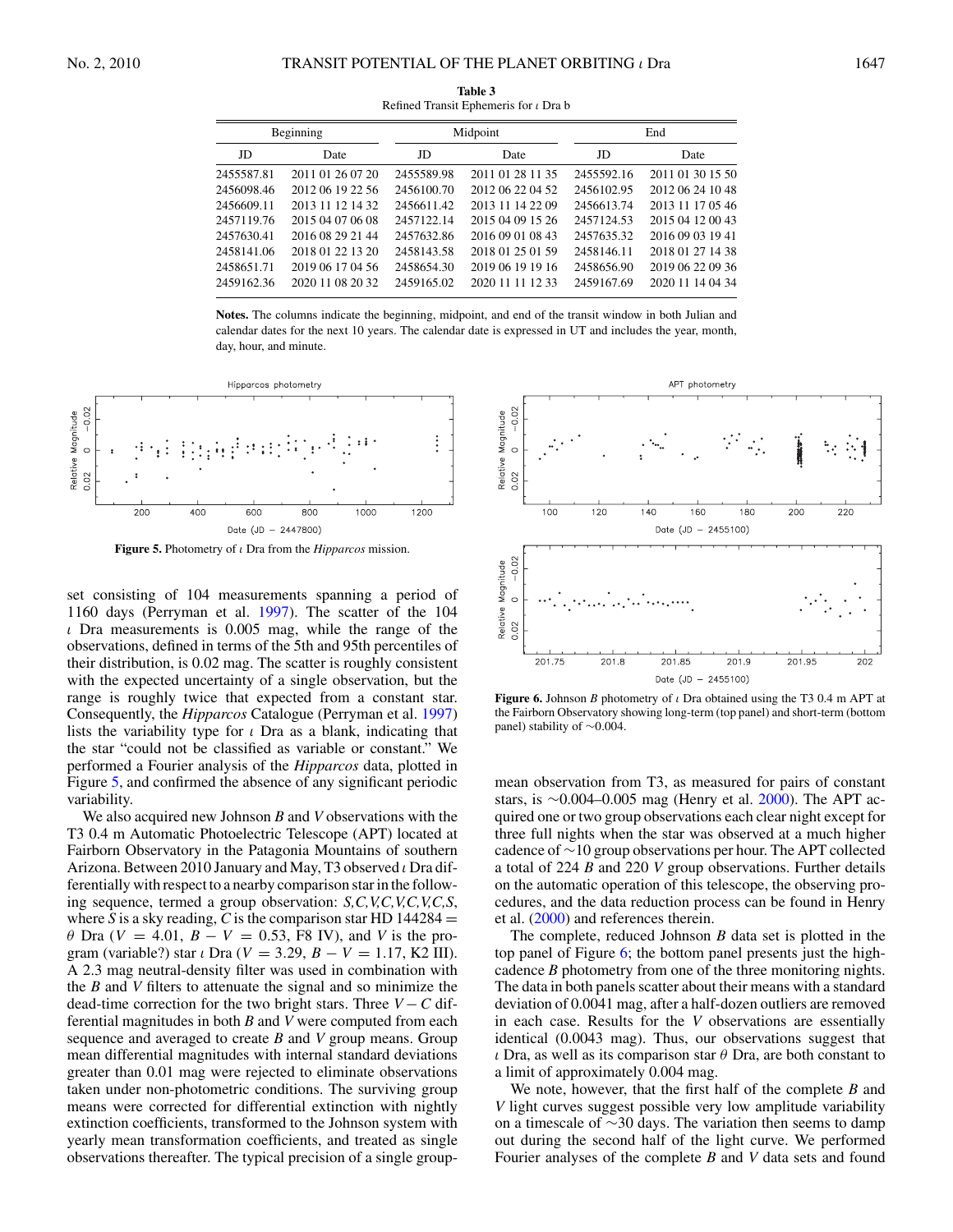**Table 3**
Refined Transit Ephemeris for ι Dra b

| Beginning | | Midpoint | | End | |
|---|---|---|---|---|---|
| JD | Date | JD | Date | JD | Date |
| 2455587.81 | 2011 01 26 07 20 | 2455589.98 | 2011 01 28 11 35 | 2455592.16 | 2011 01 30 15 50 |
| 2456098.46 | 2012 06 19 22 56 | 2456100.70 | 2012 06 22 04 52 | 2456102.95 | 2012 06 24 10 48 |
| 2456609.11 | 2013 11 12 14 32 | 2456611.42 | 2013 11 14 22 09 | 2456613.74 | 2013 11 17 05 46 |
| 2457119.76 | 2015 04 07 06 08 | 2457122.14 | 2015 04 09 15 26 | 2457124.53 | 2015 04 12 00 43 |
| 2457630.41 | 2016 08 29 21 44 | 2457632.86 | 2016 09 01 08 43 | 2457635.32 | 2016 09 03 19 41 |
| 2458141.06 | 2018 01 22 13 20 | 2458143.58 | 2018 01 25 01 59 | 2458146.11 | 2018 01 27 14 38 |
| 2458651.71 | 2019 06 17 04 56 | 2458654.30 | 2019 06 19 19 16 | 2458656.90 | 2019 06 22 09 36 |
| 2459162.36 | 2020 11 08 20 32 | 2459165.02 | 2020 11 11 12 33 | 2459167.69 | 2020 11 14 04 34 |

**Notes.** The columns indicate the beginning, midpoint, and end of the transit window in both Julian and calendar dates for the next 10 years. The calendar date is expressed in UT and includes the year, month, day, hour, and minute.

**Figure 5.** Photometry of ι Dra from the *Hipparcos* mission.

set consisting of 104 measurements spanning a period of 1160 days (Perryman et al. 1997). The scatter of the 104 ι Dra measurements is 0.005 mag, while the range of the observations, defined in terms of the 5th and 95th percentiles of their distribution, is 0.02 mag. The scatter is roughly consistent with the expected uncertainty of a single observation, but the range is roughly twice that expected from a constant star. Consequently, the *Hipparcos* Catalogue (Perryman et al. 1997) lists the variability type for ι Dra as a blank, indicating that the star "could not be classified as variable or constant." We performed a Fourier analysis of the *Hipparcos* data, plotted in Figure 5, and confirmed the absence of any significant periodic variability.

We also acquired new Johnson $B$ and $V$ observations with the T3 0.4 m Automatic Photoelectric Telescope (APT) located at Fairborn Observatory in the Patagonia Mountains of southern Arizona. Between 2010 January and May, T3 observed ι Dra differentially with respect to a nearby comparison star in the following sequence, termed a group observation: *S,C,V,C,V,C,V,C,S*, where $S$ is a sky reading, $C$ is the comparison star HD 144284 = θ Dra ($V = 4.01$, $B - V = 0.53$, F8 IV), and $V$ is the program (variable?) star ι Dra ($V = 3.29$, $B - V = 1.17$, K2 III). A 2.3 mag neutral-density filter was used in combination with the $B$ and $V$ filters to attenuate the signal and so minimize the dead-time correction for the two bright stars. Three $V - C$ differential magnitudes in both $B$ and $V$ were computed from each sequence and averaged to create $B$ and $V$ group means. Group mean differential magnitudes with internal standard deviations greater than 0.01 mag were rejected to eliminate observations taken under non-photometric conditions. The surviving group means were corrected for differential extinction with nightly extinction coefficients, transformed to the Johnson system with yearly mean transformation coefficients, and treated as single observations thereafter. The typical precision of a single group-mean observation from T3, as measured for pairs of constant stars, is ∼0.004–0.005 mag (Henry et al. 2000). The APT acquired one or two group observations each clear night except for three full nights when the star was observed at a much higher cadence of ∼10 group observations per hour. The APT collected a total of 224 $B$ and 220 $V$ group observations. Further details on the automatic operation of this telescope, the observing procedures, and the data reduction process can be found in Henry et al. (2000) and references therein.

**Figure 6.** Johnson $B$ photometry of ι Dra obtained using the T3 0.4 m APT at the Fairborn Observatory showing long-term (top panel) and short-term (bottom panel) stability of ∼0.004.

The complete, reduced Johnson $B$ data set is plotted in the top panel of Figure 6; the bottom panel presents just the high-cadence $B$ photometry from one of the three monitoring nights. The data in both panels scatter about their means with a standard deviation of 0.0041 mag, after a half-dozen outliers are removed in each case. Results for the $V$ observations are essentially identical (0.0043 mag). Thus, our observations suggest that ι Dra, as well as its comparison star θ Dra, are both constant to a limit of approximately 0.004 mag.

We note, however, that the first half of the complete $B$ and $V$ light curves suggest possible very low amplitude variability on a timescale of ∼30 days. The variation then seems to damp out during the second half of the light curve. We performed Fourier analyses of the complete $B$ and $V$ data sets and found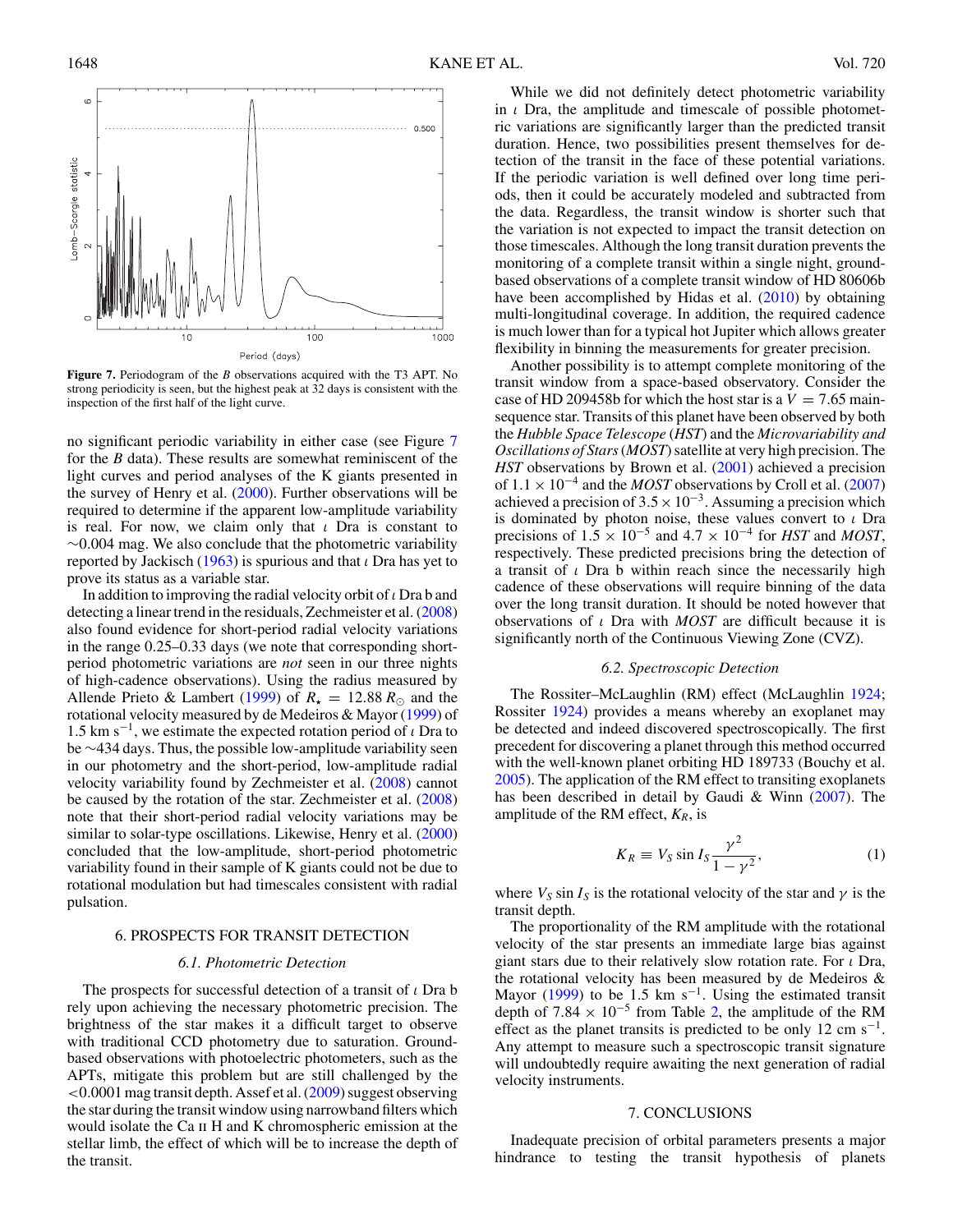**Figure 7.** Periodogram of the *B* observations acquired with the T3 APT. No strong periodicity is seen, but the highest peak at 32 days is consistent with the inspection of the first half of the light curve.

no significant periodic variability in either case (see Figure 7 for the *B* data). These results are somewhat reminiscent of the light curves and period analyses of the K giants presented in the survey of Henry et al. (2000). Further observations will be required to determine if the apparent low-amplitude variability is real. For now, we claim only that $\iota$ Dra is constant to ~0.004 mag. We also conclude that the photometric variability reported by Jackisch (1963) is spurious and that $\iota$ Dra has yet to prove its status as a variable star.

In addition to improving the radial velocity orbit of $\iota$ Dra b and detecting a linear trend in the residuals, Zechmeister et al. (2008) also found evidence for short-period radial velocity variations in the range 0.25–0.33 days (we note that corresponding short-period photometric variations are *not* seen in our three nights of high-cadence observations). Using the radius measured by Allende Prieto & Lambert (1999) of $R_\star = 12.88\,R_\odot$ and the rotational velocity measured by de Medeiros & Mayor (1999) of 1.5 km s$^{-1}$, we estimate the expected rotation period of $\iota$ Dra to be ~434 days. Thus, the possible low-amplitude variability seen in our photometry and the short-period, low-amplitude radial velocity variability found by Zechmeister et al. (2008) cannot be caused by the rotation of the star. Zechmeister et al. (2008) note that their short-period radial velocity variations may be similar to solar-type oscillations. Likewise, Henry et al. (2000) concluded that the low-amplitude, short-period photometric variability found in their sample of K giants could not be due to rotational modulation but had timescales consistent with radial pulsation.

## 6. PROSPECTS FOR TRANSIT DETECTION

### 6.1. Photometric Detection

The prospects for successful detection of a transit of $\iota$ Dra b rely upon achieving the necessary photometric precision. The brightness of the star makes it a difficult target to observe with traditional CCD photometry due to saturation. Ground-based observations with photoelectric photometers, such as the APTs, mitigate this problem but are still challenged by the <0.0001 mag transit depth. Assef et al. (2009) suggest observing the star during the transit window using narrowband filters which would isolate the Ca II H and K chromospheric emission at the stellar limb, the effect of which will be to increase the depth of the transit.

While we did not definitely detect photometric variability in $\iota$ Dra, the amplitude and timescale of possible photometric variations are significantly larger than the predicted transit duration. Hence, two possibilities present themselves for detection of the transit in the face of these potential variations. If the periodic variation is well defined over long time periods, then it could be accurately modeled and subtracted from the data. Regardless, the transit window is shorter such that the variation is not expected to impact the transit detection on those timescales. Although the long transit duration prevents the monitoring of a complete transit within a single night, ground-based observations of a complete transit window of HD 80606b have been accomplished by Hidas et al. (2010) by obtaining multi-longitudinal coverage. In addition, the required cadence is much lower than for a typical hot Jupiter which allows greater flexibility in binning the measurements for greater precision.

Another possibility is to attempt complete monitoring of the transit window from a space-based observatory. Consider the case of HD 209458b for which the host star is a $V = 7.65$ main-sequence star. Transits of this planet have been observed by both the *Hubble Space Telescope* (*HST*) and the *Microvariability and Oscillations of Stars* (*MOST*) satellite at very high precision. The *HST* observations by Brown et al. (2001) achieved a precision of $1.1 \times 10^{-4}$ and the *MOST* observations by Croll et al. (2007) achieved a precision of $3.5 \times 10^{-3}$. Assuming a precision which is dominated by photon noise, these values convert to $\iota$ Dra precisions of $1.5 \times 10^{-5}$ and $4.7 \times 10^{-4}$ for *HST* and *MOST*, respectively. These predicted precisions bring the detection of a transit of $\iota$ Dra b within reach since the necessarily high cadence of these observations will require binning of the data over the long transit duration. It should be noted however that observations of $\iota$ Dra with *MOST* are difficult because it is significantly north of the Continuous Viewing Zone (CVZ).

### 6.2. Spectroscopic Detection

The Rossiter–McLaughlin (RM) effect (McLaughlin 1924; Rossiter 1924) provides a means whereby an exoplanet may be detected and indeed discovered spectroscopically. The first precedent for discovering a planet through this method occurred with the well-known planet orbiting HD 189733 (Bouchy et al. 2005). The application of the RM effect to transiting exoplanets has been described in detail by Gaudi & Winn (2007). The amplitude of the RM effect, $K_R$, is

$$K_R \equiv V_S \sin I_S \frac{\gamma^2}{1 - \gamma^2}, \tag{1}$$

where $V_S \sin I_S$ is the rotational velocity of the star and $\gamma$ is the transit depth.

The proportionality of the RM amplitude with the rotational velocity of the star presents an immediate large bias against giant stars due to their relatively slow rotation rate. For $\iota$ Dra, the rotational velocity has been measured by de Medeiros & Mayor (1999) to be 1.5 km s$^{-1}$. Using the estimated transit depth of $7.84 \times 10^{-5}$ from Table 2, the amplitude of the RM effect as the planet transits is predicted to be only 12 cm s$^{-1}$. Any attempt to measure such a spectroscopic transit signature will undoubtedly require awaiting the next generation of radial velocity instruments.

## 7. CONCLUSIONS

Inadequate precision of orbital parameters presents a major hindrance to testing the transit hypothesis of planets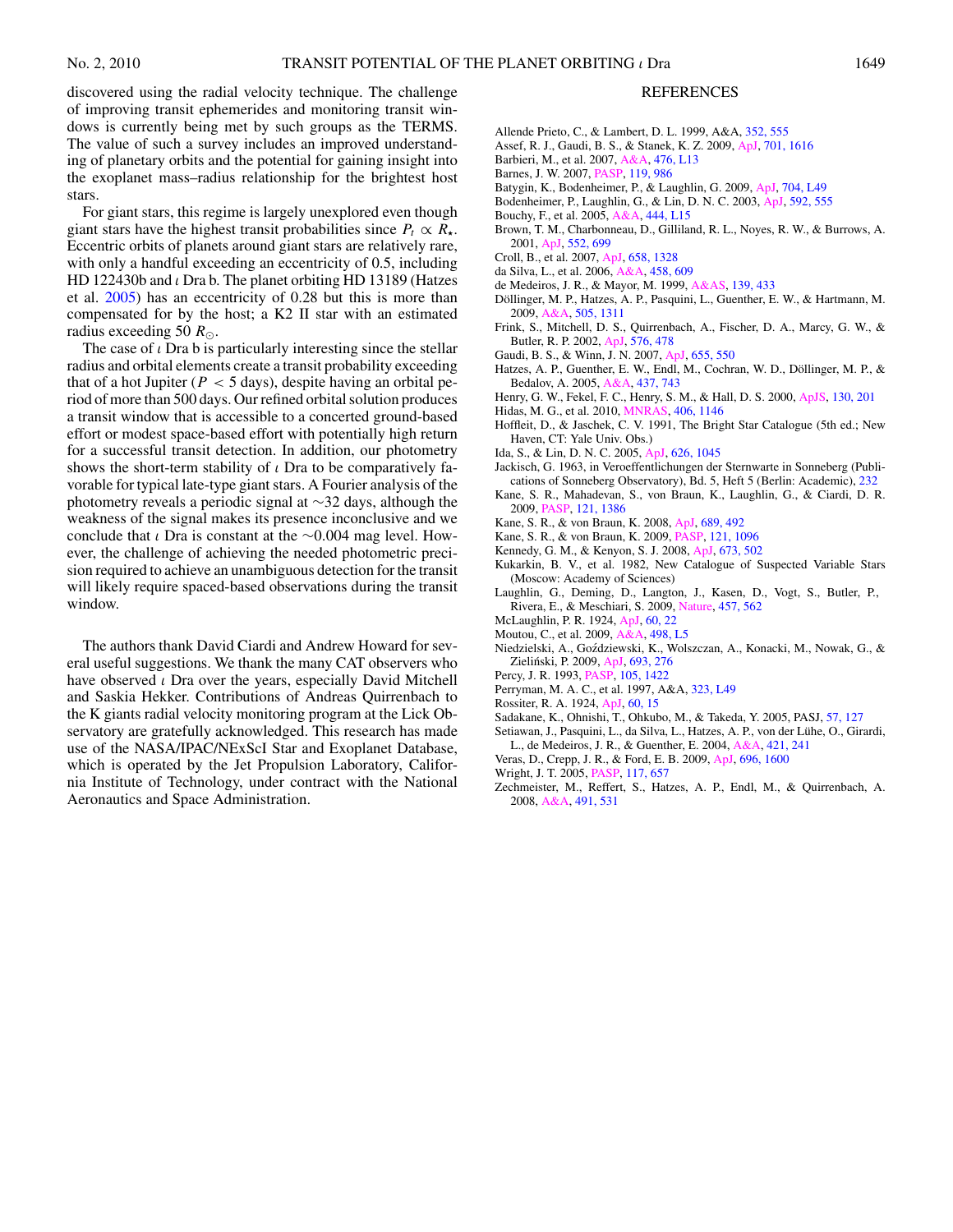discovered using the radial velocity technique. The challenge of improving transit ephemerides and monitoring transit windows is currently being met by such groups as the TERMS. The value of such a survey includes an improved understanding of planetary orbits and the potential for gaining insight into the exoplanet mass–radius relationship for the brightest host stars.

For giant stars, this regime is largely unexplored even though giant stars have the highest transit probabilities since $P_t \propto R_\star$. Eccentric orbits of planets around giant stars are relatively rare, with only a handful exceeding an eccentricity of 0.5, including HD 122430b and $\iota$ Dra b. The planet orbiting HD 13189 (Hatzes et al. 2005) has an eccentricity of 0.28 but this is more than compensated for by the host; a K2 II star with an estimated radius exceeding 50 $R_\odot$.

The case of $\iota$ Dra b is particularly interesting since the stellar radius and orbital elements create a transit probability exceeding that of a hot Jupiter ($P < 5$ days), despite having an orbital period of more than 500 days. Our refined orbital solution produces a transit window that is accessible to a concerted ground-based effort or modest space-based effort with potentially high return for a successful transit detection. In addition, our photometry shows the short-term stability of $\iota$ Dra to be comparatively favorable for typical late-type giant stars. A Fourier analysis of the photometry reveals a periodic signal at ~32 days, although the weakness of the signal makes its presence inconclusive and we conclude that $\iota$ Dra is constant at the ~0.004 mag level. However, the challenge of achieving the needed photometric precision required to achieve an unambiguous detection for the transit will likely require spaced-based observations during the transit window.

The authors thank David Ciardi and Andrew Howard for several useful suggestions. We thank the many CAT observers who have observed $\iota$ Dra over the years, especially David Mitchell and Saskia Hekker. Contributions of Andreas Quirrenbach to the K giants radial velocity monitoring program at the Lick Observatory are gratefully acknowledged. This research has made use of the NASA/IPAC/NExScI Star and Exoplanet Database, which is operated by the Jet Propulsion Laboratory, California Institute of Technology, under contract with the National Aeronautics and Space Administration.

## REFERENCES

Allende Prieto, C., & Lambert, D. L. 1999, A&A, 352, 555
Assef, R. J., Gaudi, B. S., & Stanek, K. Z. 2009, ApJ, 701, 1616
Barbieri, M., et al. 2007, A&A, 476, L13
Barnes, J. W. 2007, PASP, 119, 986
Batygin, K., Bodenheimer, P., & Laughlin, G. 2009, ApJ, 704, L49
Bodenheimer, P., Laughlin, G., & Lin, D. N. C. 2003, ApJ, 592, 555
Bouchy, F., et al. 2005, A&A, 444, L15
Brown, T. M., Charbonneau, D., Gilliland, R. L., Noyes, R. W., & Burrows, A. 2001, ApJ, 552, 699
Croll, B., et al. 2007, ApJ, 658, 1328
da Silva, L., et al. 2006, A&A, 458, 609
de Medeiros, J. R., & Mayor, M. 1999, A&AS, 139, 433
Döllinger, M. P., Hatzes, A. P., Pasquini, L., Guenther, E. W., & Hartmann, M. 2009, A&A, 505, 1311
Frink, S., Mitchell, D. S., Quirrenbach, A., Fischer, D. A., Marcy, G. W., & Butler, R. P. 2002, ApJ, 576, 478
Gaudi, B. S., & Winn, J. N. 2007, ApJ, 655, 550
Hatzes, A. P., Guenther, E. W., Endl, M., Cochran, W. D., Döllinger, M. P., & Bedalov, A. 2005, A&A, 437, 743
Henry, G. W., Fekel, F. C., Henry, S. M., & Hall, D. S. 2000, ApJS, 130, 201
Hidas, M. G., et al. 2010, MNRAS, 406, 1146
Hoffleit, D., & Jaschek, C. V. 1991, The Bright Star Catalogue (5th ed.; New Haven, CT: Yale Univ. Obs.)
Ida, S., & Lin, D. N. C. 2005, ApJ, 626, 1045
Jackisch, G. 1963, in Veroeffentlichungen der Sternwarte in Sonneberg (Publications of Sonneberg Observatory), Bd. 5, Heft 5 (Berlin: Academic), 232
Kane, S. R., Mahadevan, S., von Braun, K., Laughlin, G., & Ciardi, D. R. 2009, PASP, 121, 1386
Kane, S. R., & von Braun, K. 2008, ApJ, 689, 492
Kane, S. R., & von Braun, K. 2009, PASP, 121, 1096
Kennedy, G. M., & Kenyon, S. J. 2008, ApJ, 673, 502
Kukarkin, B. V., et al. 1982, New Catalogue of Suspected Variable Stars (Moscow: Academy of Sciences)
Laughlin, G., Deming, D., Langton, J., Kasen, D., Vogt, S., Butler, P., Rivera, E., & Meschiari, S. 2009, Nature, 457, 562
McLaughlin, P. R. 1924, ApJ, 60, 22
Moutou, C., et al. 2009, A&A, 498, L5
Niedzielski, A., Goździewski, K., Wolszczan, A., Konacki, M., Nowak, G., & Zieliński, P. 2009, ApJ, 693, 276
Percy, J. R. 1993, PASP, 105, 1422
Perryman, M. A. C., et al. 1997, A&A, 323, L49
Rossiter, R. A. 1924, ApJ, 60, 15
Sadakane, K., Ohnishi, T., Ohkubo, M., & Takeda, Y. 2005, PASJ, 57, 127
Setiawan, J., Pasquini, L., da Silva, L., Hatzes, A. P., von der Lühe, O., Girardi, L., de Medeiros, J. R., & Guenther, E. 2004, A&A, 421, 241
Veras, D., Crepp, J. R., & Ford, E. B. 2009, ApJ, 696, 1600
Wright, J. T. 2005, PASP, 117, 657
Zechmeister, M., Reffert, S., Hatzes, A. P., Endl, M., & Quirrenbach, A. 2008, A&A, 491, 531